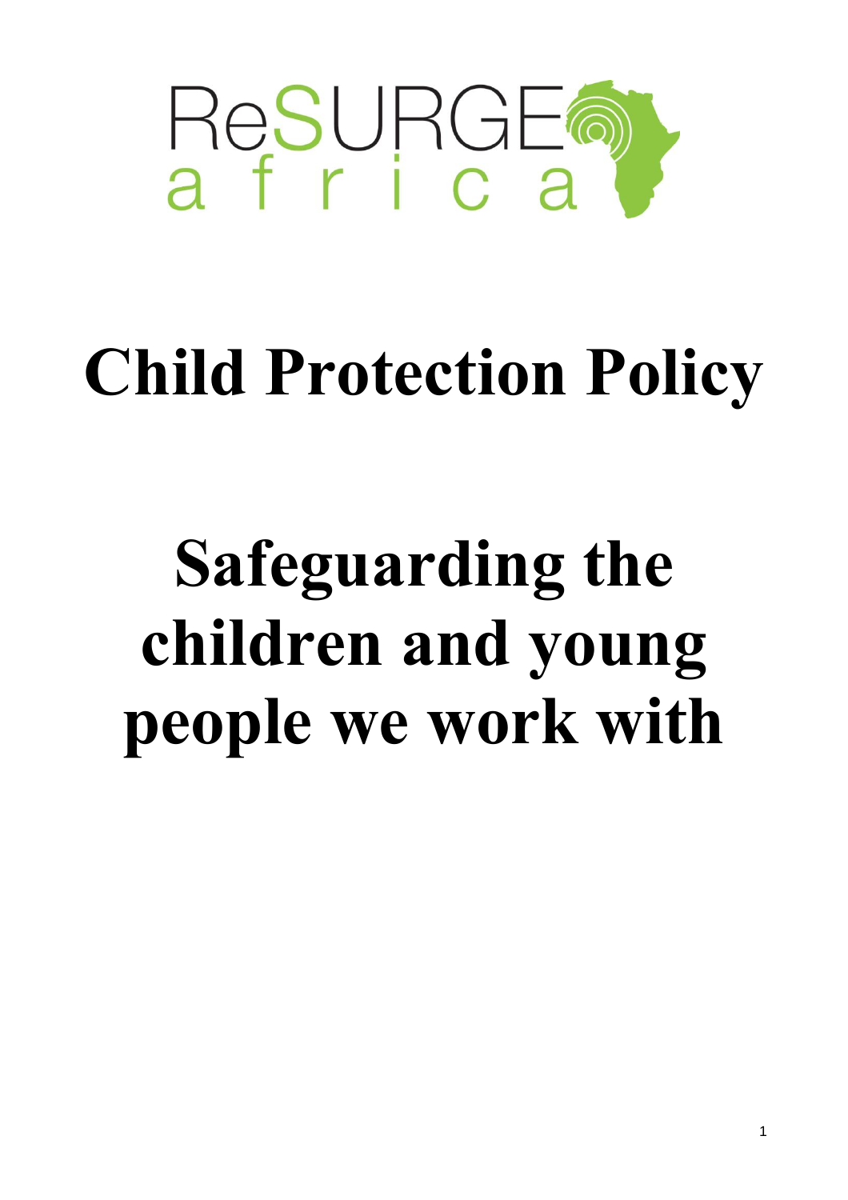ReSURGE africa

# Child Protection Policy

# Safeguarding the children and young people we work with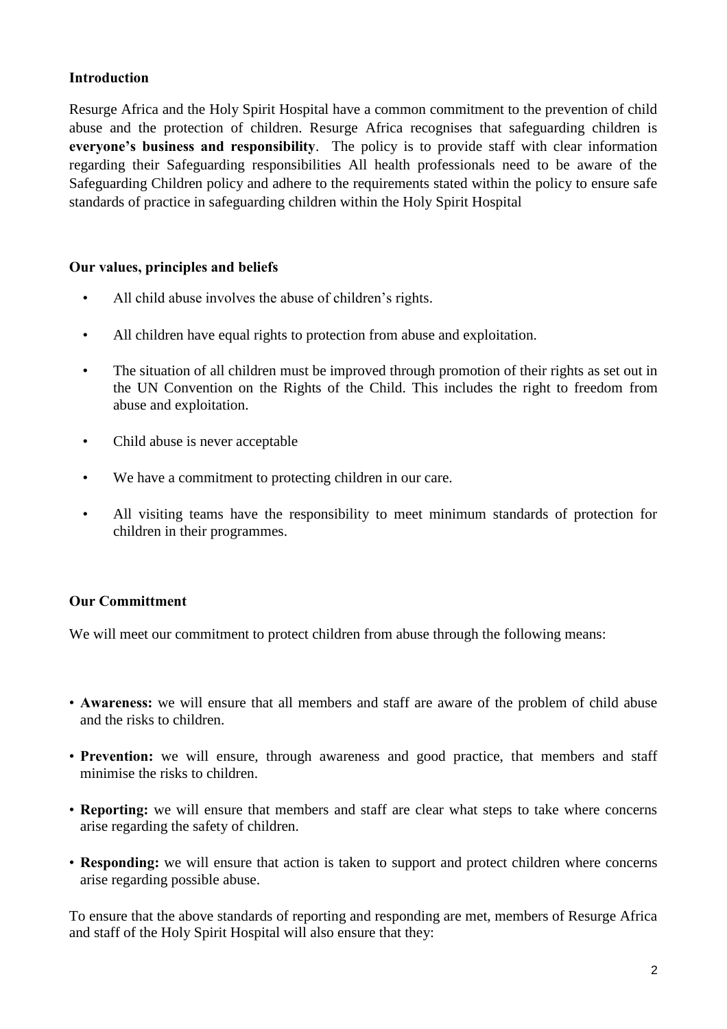## Introduction

Resurge Africa and the Holy Spirit Hospital have a common commitment to the prevention of child abuse and the protection of children. Resurge Africa recognises that safeguarding children is **everyone's business and responsibility**. The policy is to provide staff with clear information regarding their Safeguarding responsibilities All health professionals need to be aware of the Safeguarding Children policy and adhere to the requirements stated within the policy to ensure safe standards of practice in safeguarding children within the Holy Spirit Hospital

## Our values, principles and beliefs

- All child abuse involves the abuse of children's rights.
- All children have equal rights to protection from abuse and exploitation.
- The situation of all children must be improved through promotion of their rights as set out in the UN Convention on the Rights of the Child. This includes the right to freedom from abuse and exploitation.
- Child abuse is never acceptable
- We have a commitment to protecting children in our care.
- All visiting teams have the responsibility to meet minimum standards of protection for children in their programmes.

## Our Committment

We will meet our commitment to protect children from abuse through the following means:

- **Awareness:** we will ensure that all members and staff are aware of the problem of child abuse and the risks to children.
- **Prevention:** we will ensure, through awareness and good practice, that members and staff minimise the risks to children.
- **Reporting:** we will ensure that members and staff are clear what steps to take where concerns arise regarding the safety of children.
- **Responding:** we will ensure that action is taken to support and protect children where concerns arise regarding possible abuse.

To ensure that the above standards of reporting and responding are met, members of Resurge Africa and staff of the Holy Spirit Hospital will also ensure that they: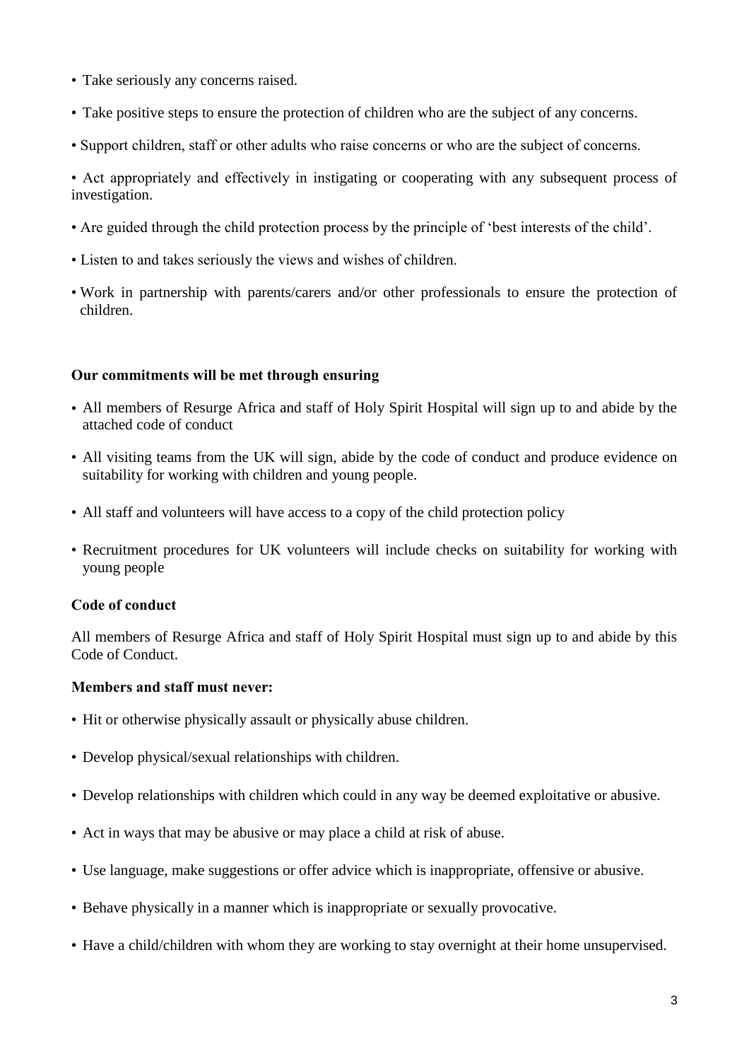- Take seriously any concerns raised.
- Take positive steps to ensure the protection of children who are the subject of any concerns.
- Support children, staff or other adults who raise concerns or who are the subject of concerns.
- Act appropriately and effectively in instigating or cooperating with any subsequent process of investigation.
- Are guided through the child protection process by the principle of 'best interests of the child'.
- Listen to and takes seriously the views and wishes of children.
- Work in partnership with parents/carers and/or other professionals to ensure the protection of children.

**Our commitments will be met through ensuring**

- All members of Resurge Africa and staff of Holy Spirit Hospital will sign up to and abide by the attached code of conduct
- All visiting teams from the UK will sign, abide by the code of conduct and produce evidence on suitability for working with children and young people.
- All staff and volunteers will have access to a copy of the child protection policy
- Recruitment procedures for UK volunteers will include checks on suitability for working with young people

**Code of conduct**

All members of Resurge Africa and staff of Holy Spirit Hospital must sign up to and abide by this Code of Conduct.

**Members and staff must never:**

- Hit or otherwise physically assault or physically abuse children.
- Develop physical/sexual relationships with children.
- Develop relationships with children which could in any way be deemed exploitative or abusive.
- Act in ways that may be abusive or may place a child at risk of abuse.
- Use language, make suggestions or offer advice which is inappropriate, offensive or abusive.
- Behave physically in a manner which is inappropriate or sexually provocative.
- Have a child/children with whom they are working to stay overnight at their home unsupervised.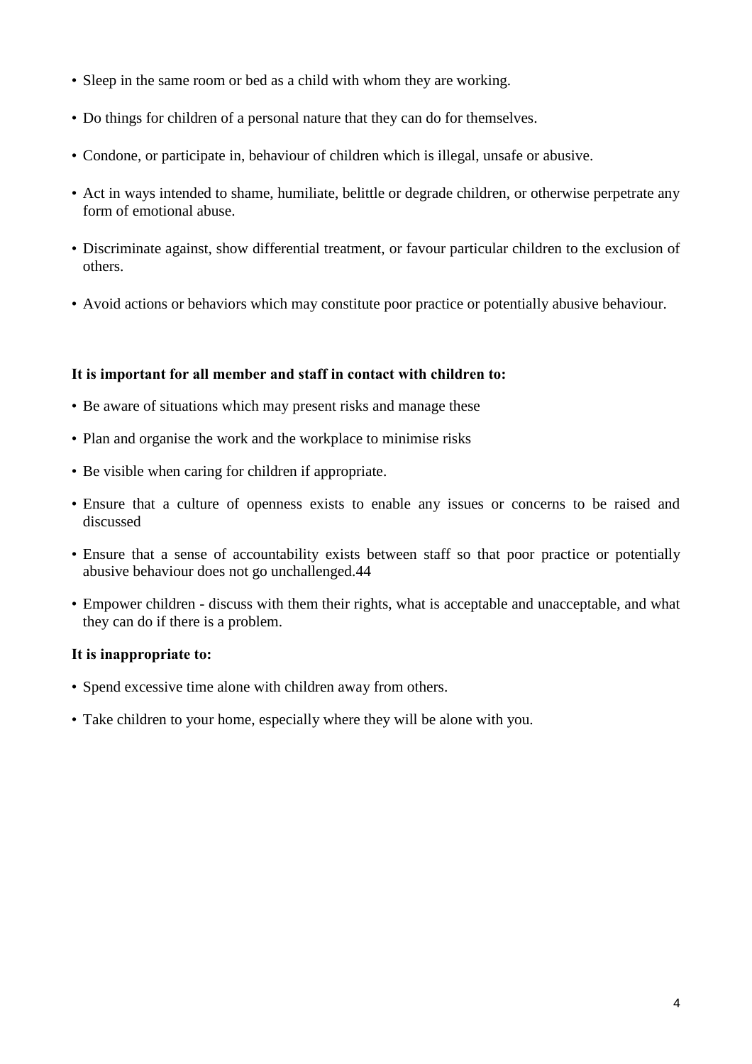- Sleep in the same room or bed as a child with whom they are working.
- Do things for children of a personal nature that they can do for themselves.
- Condone, or participate in, behaviour of children which is illegal, unsafe or abusive.
- Act in ways intended to shame, humiliate, belittle or degrade children, or otherwise perpetrate any form of emotional abuse.
- Discriminate against, show differential treatment, or favour particular children to the exclusion of others.
- Avoid actions or behaviors which may constitute poor practice or potentially abusive behaviour.

**It is important for all member and staff in contact with children to:**

- Be aware of situations which may present risks and manage these
- Plan and organise the work and the workplace to minimise risks
- Be visible when caring for children if appropriate.
- Ensure that a culture of openness exists to enable any issues or concerns to be raised and discussed
- Ensure that a sense of accountability exists between staff so that poor practice or potentially abusive behaviour does not go unchallenged.44
- Empower children - discuss with them their rights, what is acceptable and unacceptable, and what they can do if there is a problem.

**It is inappropriate to:**

- Spend excessive time alone with children away from others.
- Take children to your home, especially where they will be alone with you.